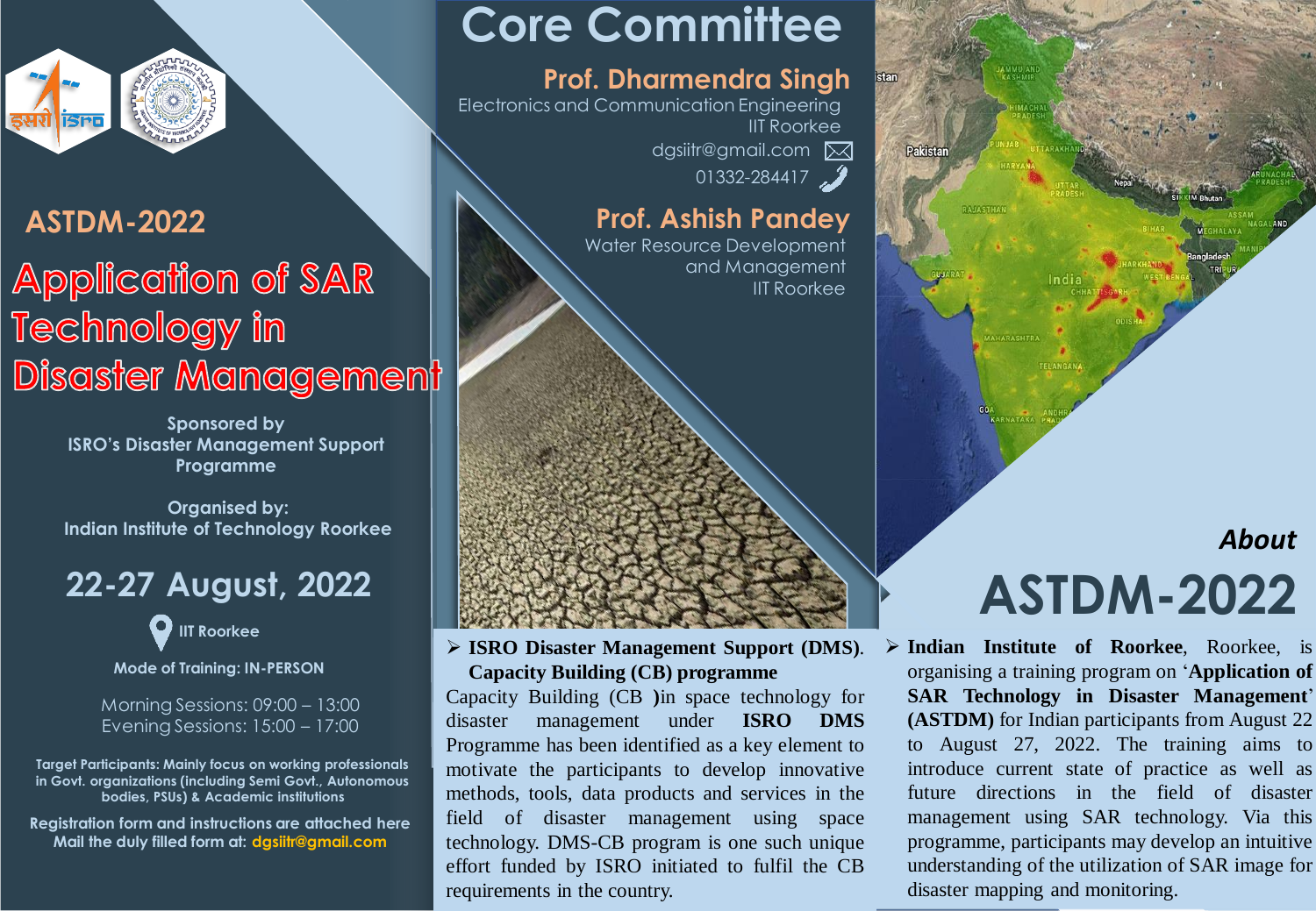## ASTDM-2022

# Application of SAR Technology in Disaster Management

Sponsored by
ISRO's Disaster Management Support Programme

Organised by:
Indian Institute of Technology Roorkee

## 22-27 August, 2022

IIT Roorkee

Mode of Training: IN-PERSON

Morning Sessions: 09:00 – 13:00
Evening Sessions: 15:00 – 17:00

Target Participants: Mainly focus on working professionals in Govt. organizations (including Semi Govt., Autonomous bodies, PSUs) & Academic institutions

Registration form and instructions are attached here
Mail the duly filled form at: dgsiitr@gmail.com

# Core Committee

### Prof. Dharmendra Singh

Electronics and Communication Engineering
IIT Roorkee
dgsiitr@gmail.com
01332-284417

### Prof. Ashish Pandey

Water Resource Development and Management
IIT Roorkee

- **ISRO Disaster Management Support (DMS). Capacity Building (CB) programme**

Capacity Building (CB )in space technology for disaster management under **ISRO DMS** Programme has been identified as a key element to motivate the participants to develop innovative methods, tools, data products and services in the field of disaster management using space technology. DMS-CB program is one such unique effort funded by ISRO initiated to fulfil the CB requirements in the country.

*About*

## ASTDM-2022

- **Indian Institute of Roorkee**, Roorkee, is organising a training program on '**Application of SAR Technology in Disaster Management**' **(ASTDM)** for Indian participants from August 22 to August 27, 2022. The training aims to introduce current state of practice as well as future directions in the field of disaster management using SAR technology. Via this programme, participants may develop an intuitive understanding of the utilization of SAR image for disaster mapping and monitoring.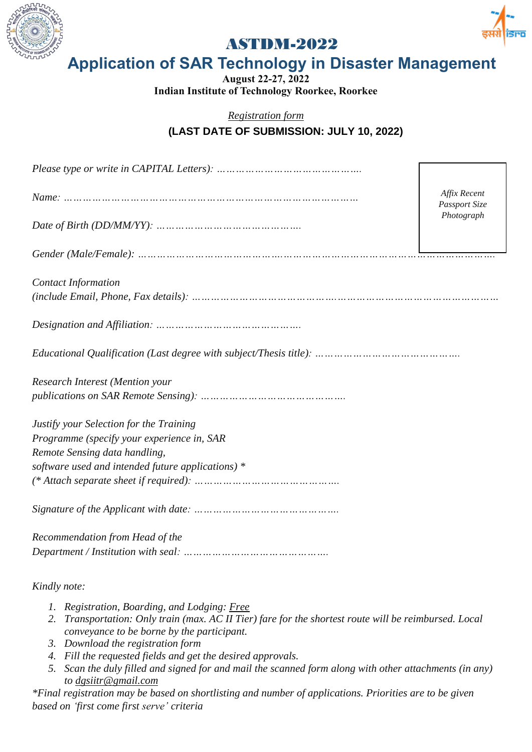# ASTDM-2022

## Application of SAR Technology in Disaster Management

**August 22-27, 2022**
**Indian Institute of Technology Roorkee, Roorkee**

Registration form

**(LAST DATE OF SUBMISSION: JULY 10, 2022)**

*Please type or write in CAPITAL Letters): …………………………………….*

*Name: ……………………………………………………………………………*

*Date of Birth (DD/MM/YY): …………………………………….*

*Affix Recent Passport Size Photograph*

*Gender (Male/Female): …………………………………………………………………………………………….*

*Contact Information (include Email, Phone, Fax details): ………………………………………………………………………………*

*Designation and Affiliation: …………………………………….*

*Educational Qualification (Last degree with subject/Thesis title): …………………………………….*

*Research Interest (Mention your publications on SAR Remote Sensing): …………………………………….*

*Justify your Selection for the Training Programme (specify your experience in, SAR Remote Sensing data handling, software used and intended future applications) \* (\* Attach separate sheet if required): …………………………………….*

*Signature of the Applicant with date: …………………………………….*

*Recommendation from Head of the Department / Institution with seal: …………………………………….*

*Kindly note:*

1. *Registration, Boarding, and Lodging: Free*
2. *Transportation: Only train (max. AC II Tier) fare for the shortest route will be reimbursed. Local conveyance to be borne by the participant.*
3. *Download the registration form*
4. *Fill the requested fields and get the desired approvals.*
5. *Scan the duly filled and signed for and mail the scanned form along with other attachments (in any) to dgsiitr@gmail.com*

*\*Final registration may be based on shortlisting and number of applications. Priorities are to be given based on 'first come first serve' criteria*